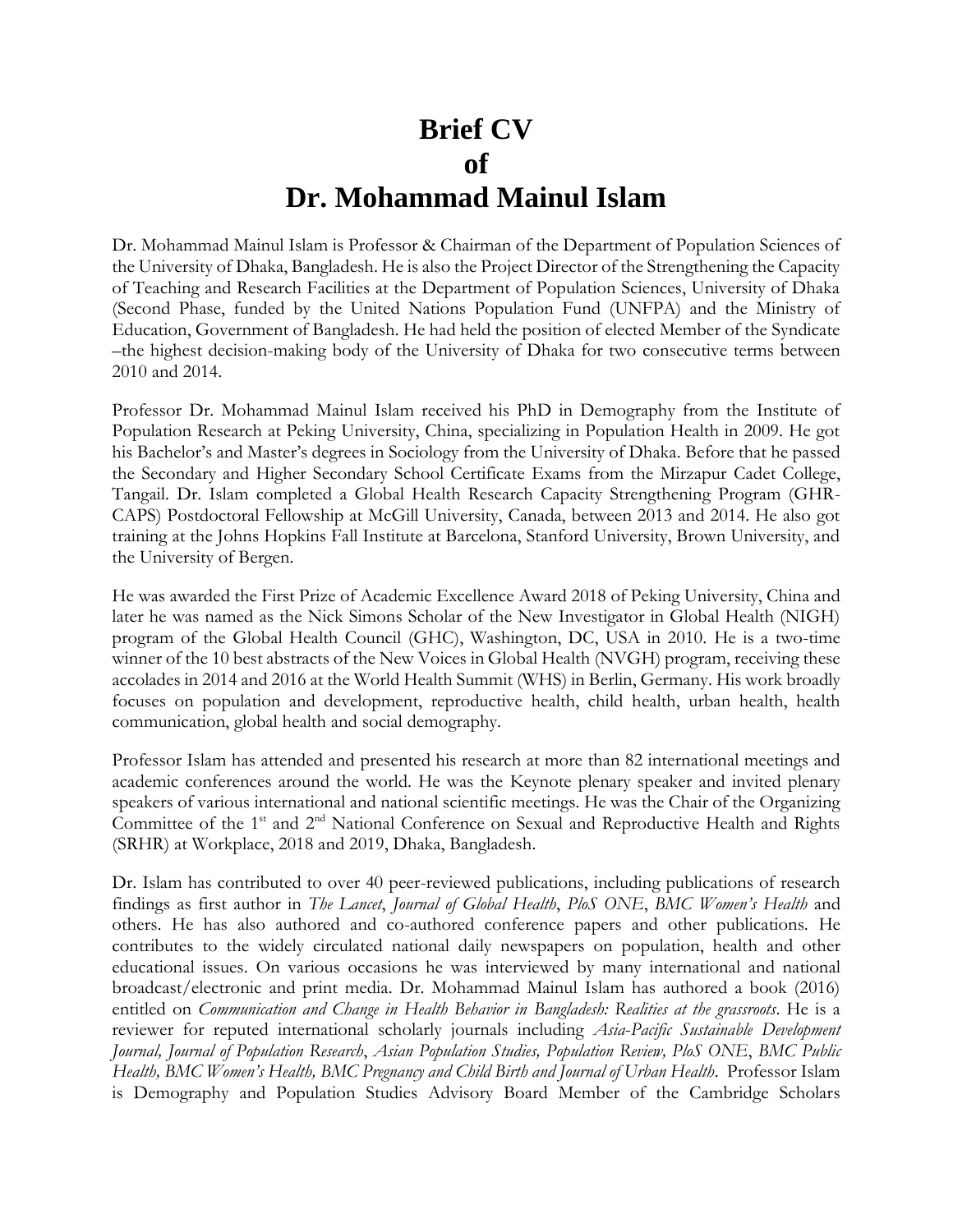# Brief CV of Dr. Mohammad Mainul Islam

Dr. Mohammad Mainul Islam is Professor & Chairman of the Department of Population Sciences of the University of Dhaka, Bangladesh. He is also the Project Director of the Strengthening the Capacity of Teaching and Research Facilities at the Department of Population Sciences, University of Dhaka (Second Phase, funded by the United Nations Population Fund (UNFPA) and the Ministry of Education, Government of Bangladesh. He had held the position of elected Member of the Syndicate –the highest decision-making body of the University of Dhaka for two consecutive terms between 2010 and 2014.

Professor Dr. Mohammad Mainul Islam received his PhD in Demography from the Institute of Population Research at Peking University, China, specializing in Population Health in 2009. He got his Bachelor's and Master's degrees in Sociology from the University of Dhaka. Before that he passed the Secondary and Higher Secondary School Certificate Exams from the Mirzapur Cadet College, Tangail. Dr. Islam completed a Global Health Research Capacity Strengthening Program (GHR-CAPS) Postdoctoral Fellowship at McGill University, Canada, between 2013 and 2014. He also got training at the Johns Hopkins Fall Institute at Barcelona, Stanford University, Brown University, and the University of Bergen.

He was awarded the First Prize of Academic Excellence Award 2018 of Peking University, China and later he was named as the Nick Simons Scholar of the New Investigator in Global Health (NIGH) program of the Global Health Council (GHC), Washington, DC, USA in 2010. He is a two-time winner of the 10 best abstracts of the New Voices in Global Health (NVGH) program, receiving these accolades in 2014 and 2016 at the World Health Summit (WHS) in Berlin, Germany. His work broadly focuses on population and development, reproductive health, child health, urban health, health communication, global health and social demography.

Professor Islam has attended and presented his research at more than 82 international meetings and academic conferences around the world. He was the Keynote plenary speaker and invited plenary speakers of various international and national scientific meetings. He was the Chair of the Organizing Committee of the 1st and 2nd National Conference on Sexual and Reproductive Health and Rights (SRHR) at Workplace, 2018 and 2019, Dhaka, Bangladesh.

Dr. Islam has contributed to over 40 peer-reviewed publications, including publications of research findings as first author in *The Lancet*, *Journal of Global Health*, *PloS ONE*, *BMC Women's Health* and others. He has also authored and co-authored conference papers and other publications. He contributes to the widely circulated national daily newspapers on population, health and other educational issues. On various occasions he was interviewed by many international and national broadcast/electronic and print media. Dr. Mohammad Mainul Islam has authored a book (2016) entitled on *Communication and Change in Health Behavior in Bangladesh: Realities at the grassroots*. He is a reviewer for reputed international scholarly journals including *Asia-Pacific Sustainable Development Journal, Journal of Population Research*, *Asian Population Studies, Population Review, PloS ONE*, *BMC Public Health, BMC Women's Health, BMC Pregnancy and Child Birth and Journal of Urban Health*. Professor Islam is Demography and Population Studies Advisory Board Member of the Cambridge Scholars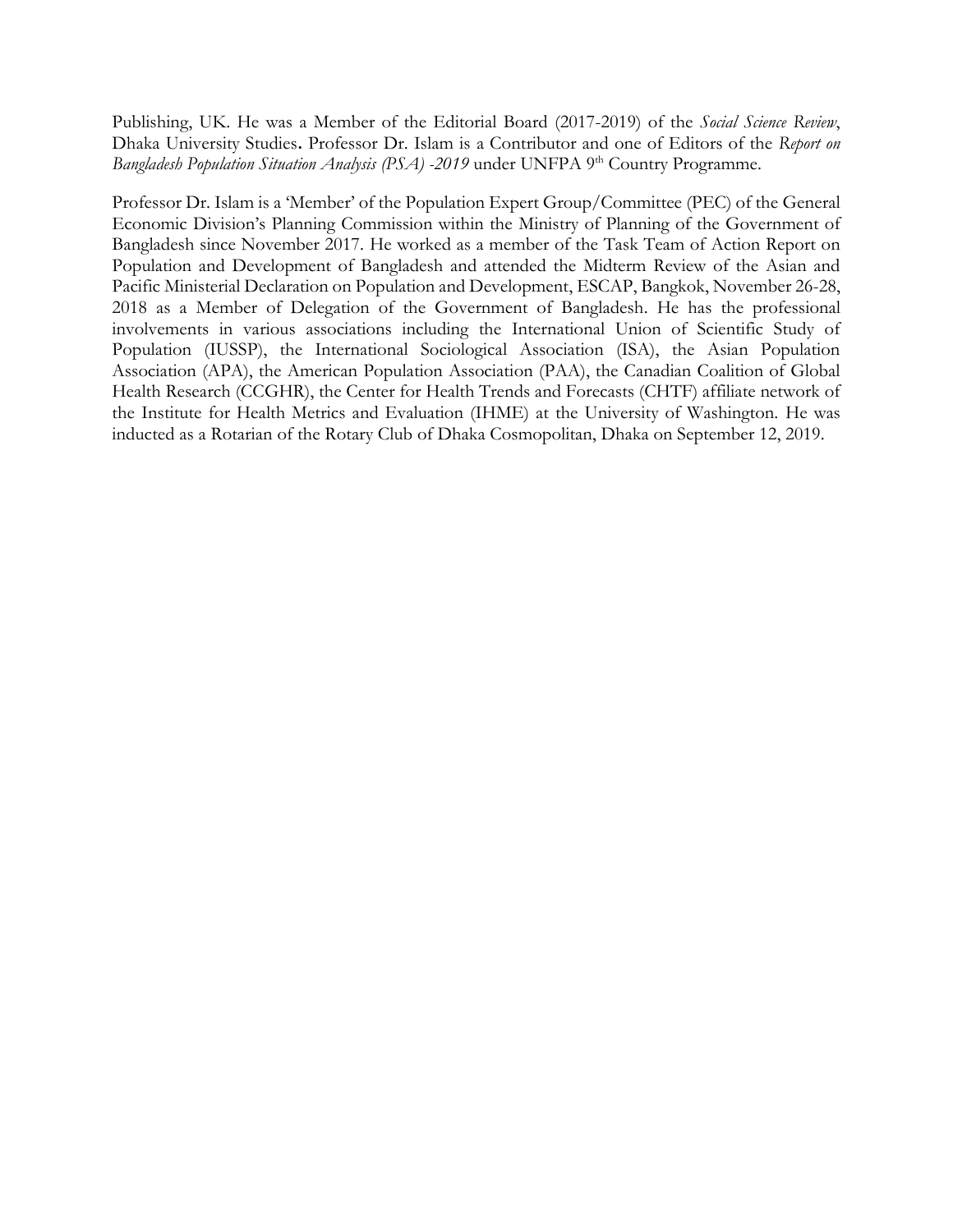Publishing, UK. He was a Member of the Editorial Board (2017-2019) of the *Social Science Review*, Dhaka University Studies**.** Professor Dr. Islam is a Contributor and one of Editors of the *Report on Bangladesh Population Situation Analysis (PSA) -2019* under UNFPA 9th Country Programme.

Professor Dr. Islam is a 'Member' of the Population Expert Group/Committee (PEC) of the General Economic Division's Planning Commission within the Ministry of Planning of the Government of Bangladesh since November 2017. He worked as a member of the Task Team of Action Report on Population and Development of Bangladesh and attended the Midterm Review of the Asian and Pacific Ministerial Declaration on Population and Development, ESCAP, Bangkok, November 26-28, 2018 as a Member of Delegation of the Government of Bangladesh. He has the professional involvements in various associations including the International Union of Scientific Study of Population (IUSSP), the International Sociological Association (ISA), the Asian Population Association (APA), the American Population Association (PAA), the Canadian Coalition of Global Health Research (CCGHR), the Center for Health Trends and Forecasts (CHTF) affiliate network of the Institute for Health Metrics and Evaluation (IHME) at the University of Washington. He was inducted as a Rotarian of the Rotary Club of Dhaka Cosmopolitan, Dhaka on September 12, 2019.